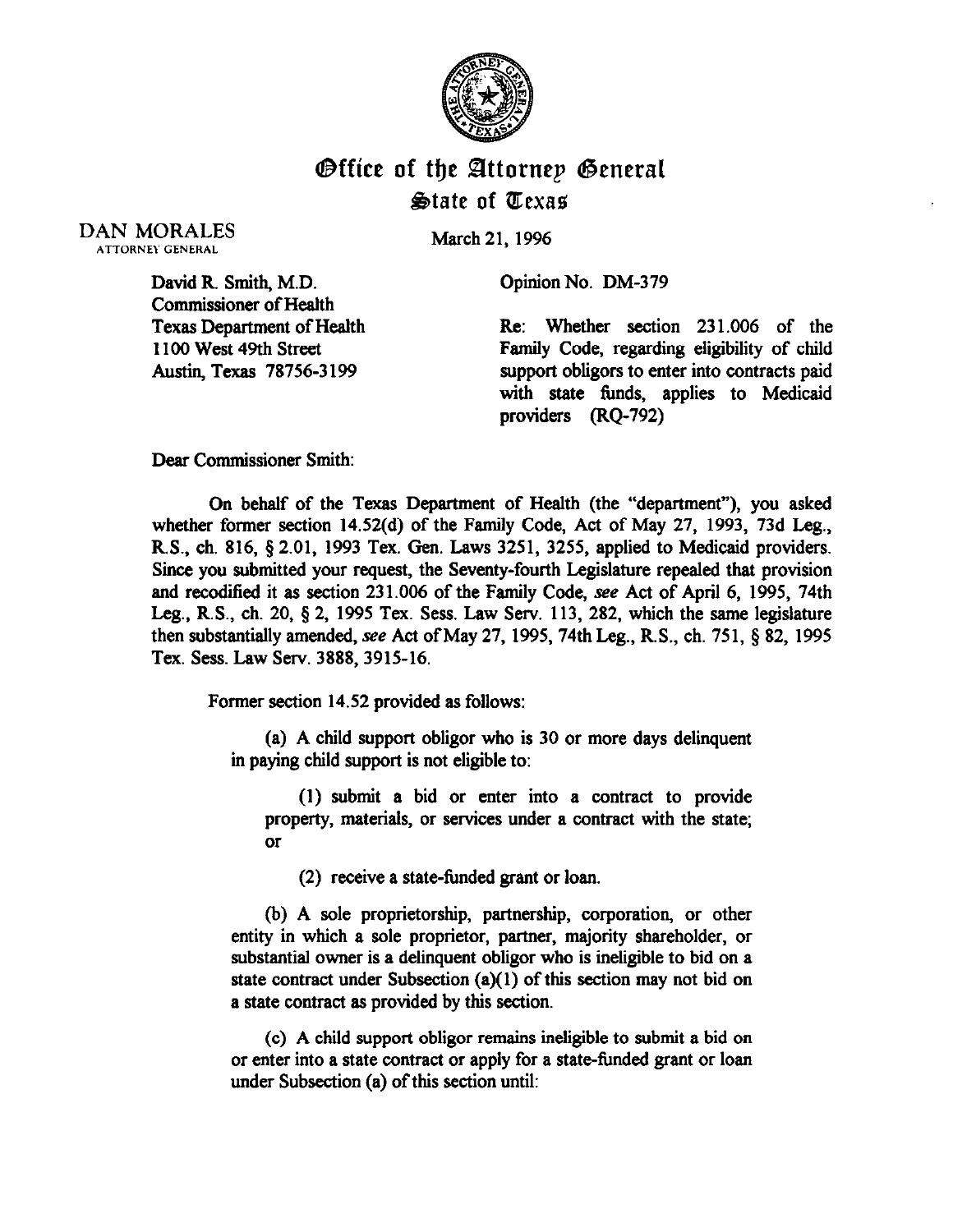# Office of the Attorney General
## State of Texas

DAN MORALES
ATTORNEY GENERAL

March 21, 1996

David R. Smith, M.D.
Commissioner of Health
Texas Department of Health
1100 West 49th Street
Austin, Texas 78756-3199

Opinion No. DM-379

Re: Whether section 231.006 of the Family Code, regarding eligibility of child support obligors to enter into contracts paid with state funds, applies to Medicaid providers (RQ-792)

Dear Commissioner Smith:

On behalf of the Texas Department of Health (the "department"), you asked whether former section 14.52(d) of the Family Code, Act of May 27, 1993, 73d Leg., R.S., ch. 816, § 2.01, 1993 Tex. Gen. Laws 3251, 3255, applied to Medicaid providers. Since you submitted your request, the Seventy-fourth Legislature repealed that provision and recodified it as section 231.006 of the Family Code, *see* Act of April 6, 1995, 74th Leg., R.S., ch. 20, § 2, 1995 Tex. Sess. Law Serv. 113, 282, which the same legislature then substantially amended, *see* Act of May 27, 1995, 74th Leg., R.S., ch. 751, § 82, 1995 Tex. Sess. Law Serv. 3888, 3915-16.

Former section 14.52 provided as follows:

> (a) A child support obligor who is 30 or more days delinquent in paying child support is not eligible to:
>
> > (1) submit a bid or enter into a contract to provide property, materials, or services under a contract with the state; or
> >
> > (2) receive a state-funded grant or loan.
>
> (b) A sole proprietorship, partnership, corporation, or other entity in which a sole proprietor, partner, majority shareholder, or substantial owner is a delinquent obligor who is ineligible to bid on a state contract under Subsection (a)(1) of this section may not bid on a state contract as provided by this section.
>
> (c) A child support obligor remains ineligible to submit a bid on or enter into a state contract or apply for a state-funded grant or loan under Subsection (a) of this section until: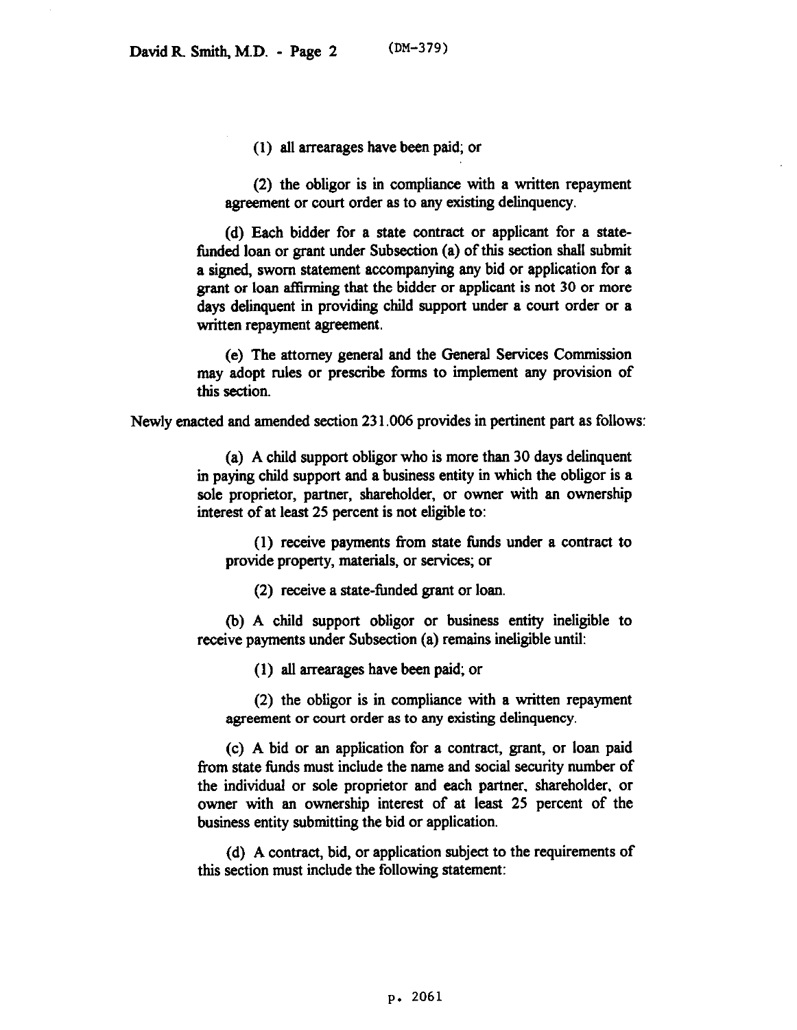(1) all arrearages have been paid; or

(2) the obligor is in compliance with a written repayment agreement or court order as to any existing delinquency.

(d) Each bidder for a state contract or applicant for a state-funded loan or grant under Subsection (a) of this section shall submit a signed, sworn statement accompanying any bid or application for a grant or loan affirming that the bidder or applicant is not 30 or more days delinquent in providing child support under a court order or a written repayment agreement.

(e) The attorney general and the General Services Commission may adopt rules or prescribe forms to implement any provision of this section.

Newly enacted and amended section 231.006 provides in pertinent part as follows:

(a) A child support obligor who is more than 30 days delinquent in paying child support and a business entity in which the obligor is a sole proprietor, partner, shareholder, or owner with an ownership interest of at least 25 percent is not eligible to:

(1) receive payments from state funds under a contract to provide property, materials, or services; or

(2) receive a state-funded grant or loan.

(b) A child support obligor or business entity ineligible to receive payments under Subsection (a) remains ineligible until:

(1) all arrearages have been paid; or

(2) the obligor is in compliance with a written repayment agreement or court order as to any existing delinquency.

(c) A bid or an application for a contract, grant, or loan paid from state funds must include the name and social security number of the individual or sole proprietor and each partner, shareholder, or owner with an ownership interest of at least 25 percent of the business entity submitting the bid or application.

(d) A contract, bid, or application subject to the requirements of this section must include the following statement: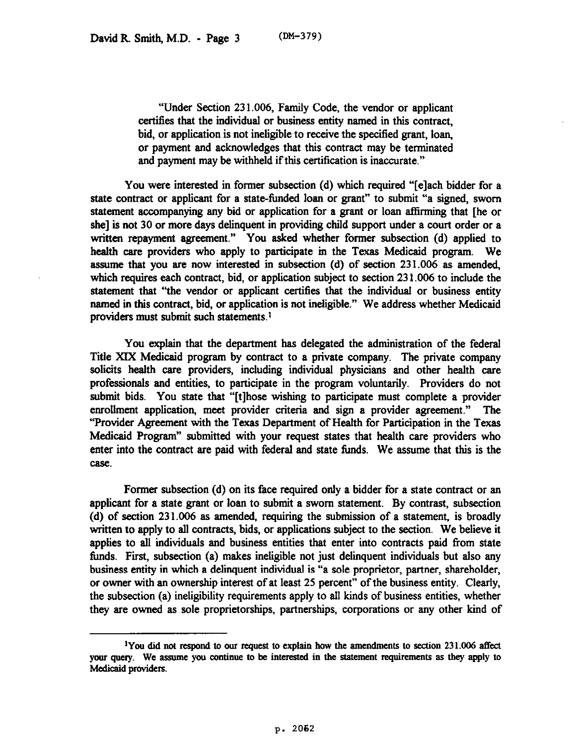"Under Section 231.006, Family Code, the vendor or applicant certifies that the individual or business entity named in this contract, bid, or application is not ineligible to receive the specified grant, loan, or payment and acknowledges that this contract may be terminated and payment may be withheld if this certification is inaccurate."

You were interested in former subsection (d) which required "[e]ach bidder for a state contract or applicant for a state-funded loan or grant" to submit "a signed, sworn statement accompanying any bid or application for a grant or loan affirming that [he or she] is not 30 or more days delinquent in providing child support under a court order or a written repayment agreement." You asked whether former subsection (d) applied to health care providers who apply to participate in the Texas Medicaid program. We assume that you are now interested in subsection (d) of section 231.006 as amended, which requires each contract, bid, or application subject to section 231.006 to include the statement that "the vendor or applicant certifies that the individual or business entity named in this contract, bid, or application is not ineligible." We address whether Medicaid providers must submit such statements.[1]

You explain that the department has delegated the administration of the federal Title XIX Medicaid program by contract to a private company. The private company solicits health care providers, including individual physicians and other health care professionals and entities, to participate in the program voluntarily. Providers do not submit bids. You state that "[t]hose wishing to participate must complete a provider enrollment application, meet provider criteria and sign a provider agreement." The "Provider Agreement with the Texas Department of Health for Participation in the Texas Medicaid Program" submitted with your request states that health care providers who enter into the contract are paid with federal and state funds. We assume that this is the case.

Former subsection (d) on its face required only a bidder for a state contract or an applicant for a state grant or loan to submit a sworn statement. By contrast, subsection (d) of section 231.006 as amended, requiring the submission of a statement, is broadly written to apply to all contracts, bids, or applications subject to the section. We believe it applies to all individuals and business entities that enter into contracts paid from state funds. First, subsection (a) makes ineligible not just delinquent individuals but also any business entity in which a delinquent individual is "a sole proprietor, partner, shareholder, or owner with an ownership interest of at least 25 percent" of the business entity. Clearly, the subsection (a) ineligibility requirements apply to all kinds of business entities, whether they are owned as sole proprietorships, partnerships, corporations or any other kind of

[1] You did not respond to our request to explain how the amendments to section 231.006 affect your query. We assume you continue to be interested in the statement requirements as they apply to Medicaid providers.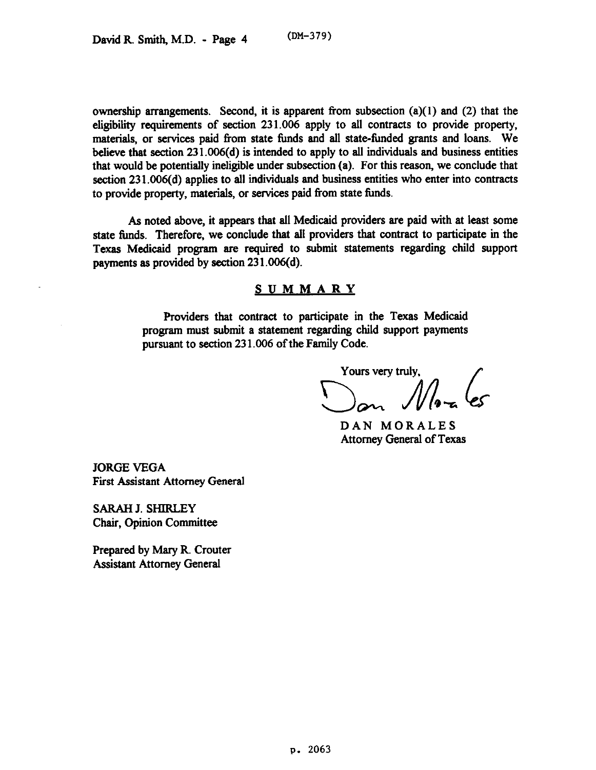ownership arrangements. Second, it is apparent from subsection (a)(1) and (2) that the eligibility requirements of section 231.006 apply to all contracts to provide property, materials, or services paid from state funds and all state-funded grants and loans. We believe that section 231.006(d) is intended to apply to all individuals and business entities that would be potentially ineligible under subsection (a). For this reason, we conclude that section 231.006(d) applies to all individuals and business entities who enter into contracts to provide property, materials, or services paid from state funds.

As noted above, it appears that all Medicaid providers are paid with at least some state funds. Therefore, we conclude that all providers that contract to participate in the Texas Medicaid program are required to submit statements regarding child support payments as provided by section 231.006(d).

## SUMMARY

Providers that contract to participate in the Texas Medicaid program must submit a statement regarding child support payments pursuant to section 231.006 of the Family Code.

Yours very truly,

Dan Morales

DAN MORALES
Attorney General of Texas

JORGE VEGA
First Assistant Attorney General

SARAH J. SHIRLEY
Chair, Opinion Committee

Prepared by Mary R. Crouter
Assistant Attorney General